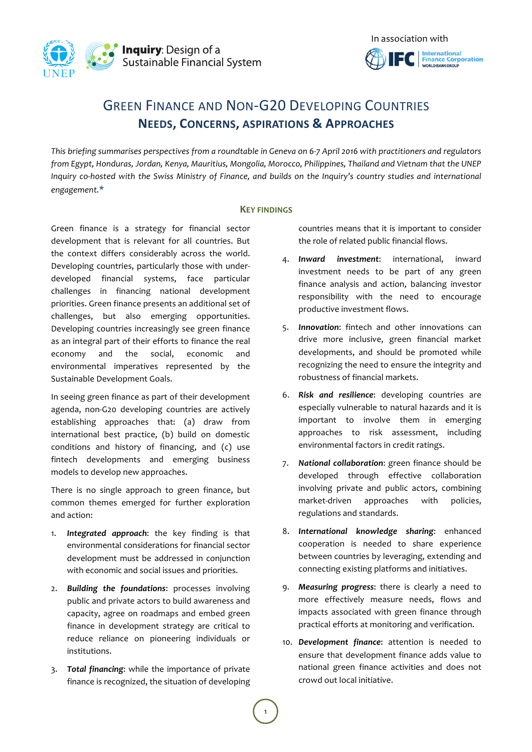Inquiry: Design of a Sustainable Financial System

In association with

# Green Finance and Non-G20 Developing Countries

## Needs, Concerns, aspirations & Approaches

*This briefing summarises perspectives from a roundtable in Geneva on 6-7 April 2016 with practitioners and regulators from Egypt, Honduras, Jordan, Kenya, Mauritius, Mongolia, Morocco, Philippines, Thailand and Vietnam that the UNEP Inquiry co-hosted with the Swiss Ministry of Finance, and builds on the Inquiry's country studies and international engagement.**

### Key findings

Green finance is a strategy for financial sector development that is relevant for all countries. But the context differs considerably across the world. Developing countries, particularly those with under-developed financial systems, face particular challenges in financing national development priorities. Green finance presents an additional set of challenges, but also emerging opportunities. Developing countries increasingly see green finance as an integral part of their efforts to finance the real economy and the social, economic and environmental imperatives represented by the Sustainable Development Goals.

In seeing green finance as part of their development agenda, non-G20 developing countries are actively establishing approaches that: (a) draw from international best practice, (b) build on domestic conditions and history of financing, and (c) use fintech developments and emerging business models to develop new approaches.

There is no single approach to green finance, but common themes emerged for further exploration and action:

1. ***Integrated approach***: the key finding is that environmental considerations for financial sector development must be addressed in conjunction with economic and social issues and priorities.
2. ***Building the foundations***: processes involving public and private actors to build awareness and capacity, agree on roadmaps and embed green finance in development strategy are critical to reduce reliance on pioneering individuals or institutions.
3. ***Total financing***: while the importance of private finance is recognized, the situation of developing countries means that it is important to consider the role of related public financial flows.
4. ***Inward investment***: international, inward investment needs to be part of any green finance analysis and action, balancing investor responsibility with the need to encourage productive investment flows.
5. ***Innovation***: fintech and other innovations can drive more inclusive, green financial market developments, and should be promoted while recognizing the need to ensure the integrity and robustness of financial markets.
6. ***Risk and resilience***: developing countries are especially vulnerable to natural hazards and it is important to involve them in emerging approaches to risk assessment, including environmental factors in credit ratings.
7. ***National collaboration***: green finance should be developed through effective collaboration involving private and public actors, combining market-driven approaches with policies, regulations and standards.
8. ***International knowledge sharing***: enhanced cooperation is needed to share experience between countries by leveraging, extending and connecting existing platforms and initiatives.
9. ***Measuring progress***: there is clearly a need to more effectively measure needs, flows and impacts associated with green finance through practical efforts at monitoring and verification.
10. ***Development finance***: attention is needed to ensure that development finance adds value to national green finance activities and does not crowd out local initiative.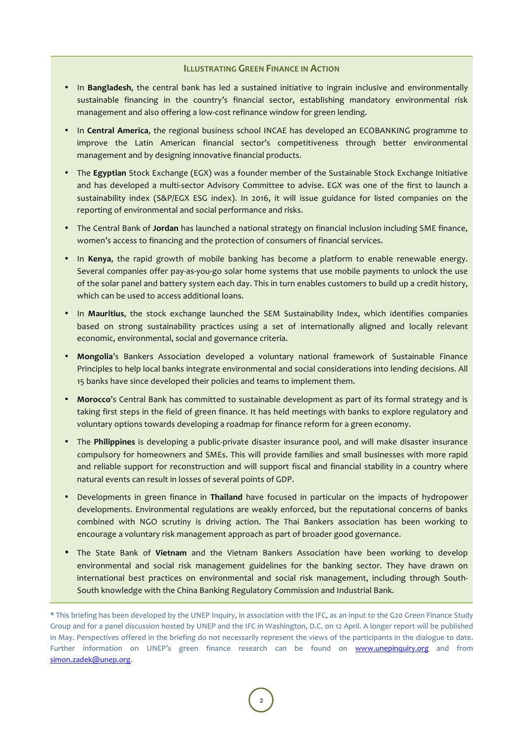### ILLUSTRATING GREEN FINANCE IN ACTION

- In **Bangladesh**, the central bank has led a sustained initiative to ingrain inclusive and environmentally sustainable financing in the country's financial sector, establishing mandatory environmental risk management and also offering a low-cost refinance window for green lending.
- In **Central America**, the regional business school INCAE has developed an ECOBANKING programme to improve the Latin American financial sector's competitiveness through better environmental management and by designing innovative financial products.
- The **Egyptian** Stock Exchange (EGX) was a founder member of the Sustainable Stock Exchange Initiative and has developed a multi-sector Advisory Committee to advise. EGX was one of the first to launch a sustainability index (S&P/EGX ESG index). In 2016, it will issue guidance for listed companies on the reporting of environmental and social performance and risks.
- The Central Bank of **Jordan** has launched a national strategy on financial inclusion including SME finance, women's access to financing and the protection of consumers of financial services.
- In **Kenya**, the rapid growth of mobile banking has become a platform to enable renewable energy. Several companies offer pay-as-you-go solar home systems that use mobile payments to unlock the use of the solar panel and battery system each day. This in turn enables customers to build up a credit history, which can be used to access additional loans.
- In **Mauritius**, the stock exchange launched the SEM Sustainability Index, which identifies companies based on strong sustainability practices using a set of internationally aligned and locally relevant economic, environmental, social and governance criteria.
- **Mongolia**'s Bankers Association developed a voluntary national framework of Sustainable Finance Principles to help local banks integrate environmental and social considerations into lending decisions. All 15 banks have since developed their policies and teams to implement them.
- **Morocco**'s Central Bank has committed to sustainable development as part of its formal strategy and is taking first steps in the field of green finance. It has held meetings with banks to explore regulatory and voluntary options towards developing a roadmap for finance reform for a green economy.
- The **Philippines** is developing a public-private disaster insurance pool, and will make disaster insurance compulsory for homeowners and SMEs. This will provide families and small businesses with more rapid and reliable support for reconstruction and will support fiscal and financial stability in a country where natural events can result in losses of several points of GDP.
- Developments in green finance in **Thailand** have focused in particular on the impacts of hydropower developments. Environmental regulations are weakly enforced, but the reputational concerns of banks combined with NGO scrutiny is driving action. The Thai Bankers association has been working to encourage a voluntary risk management approach as part of broader good governance.
- The State Bank of **Vietnam** and the Vietnam Bankers Association have been working to develop environmental and social risk management guidelines for the banking sector. They have drawn on international best practices on environmental and social risk management, including through South-South knowledge with the China Banking Regulatory Commission and Industrial Bank.

* This briefing has been developed by the UNEP Inquiry, in association with the IFC, as an input to the G20 Green Finance Study Group and for a panel discussion hosted by UNEP and the IFC in Washington, D.C. on 12 April. A longer report will be published in May. Perspectives offered in the briefing do not necessarily represent the views of the participants in the dialogue to date. Further information on UNEP's green finance research can be found on www.unepinquiry.org and from simon.zadek@unep.org.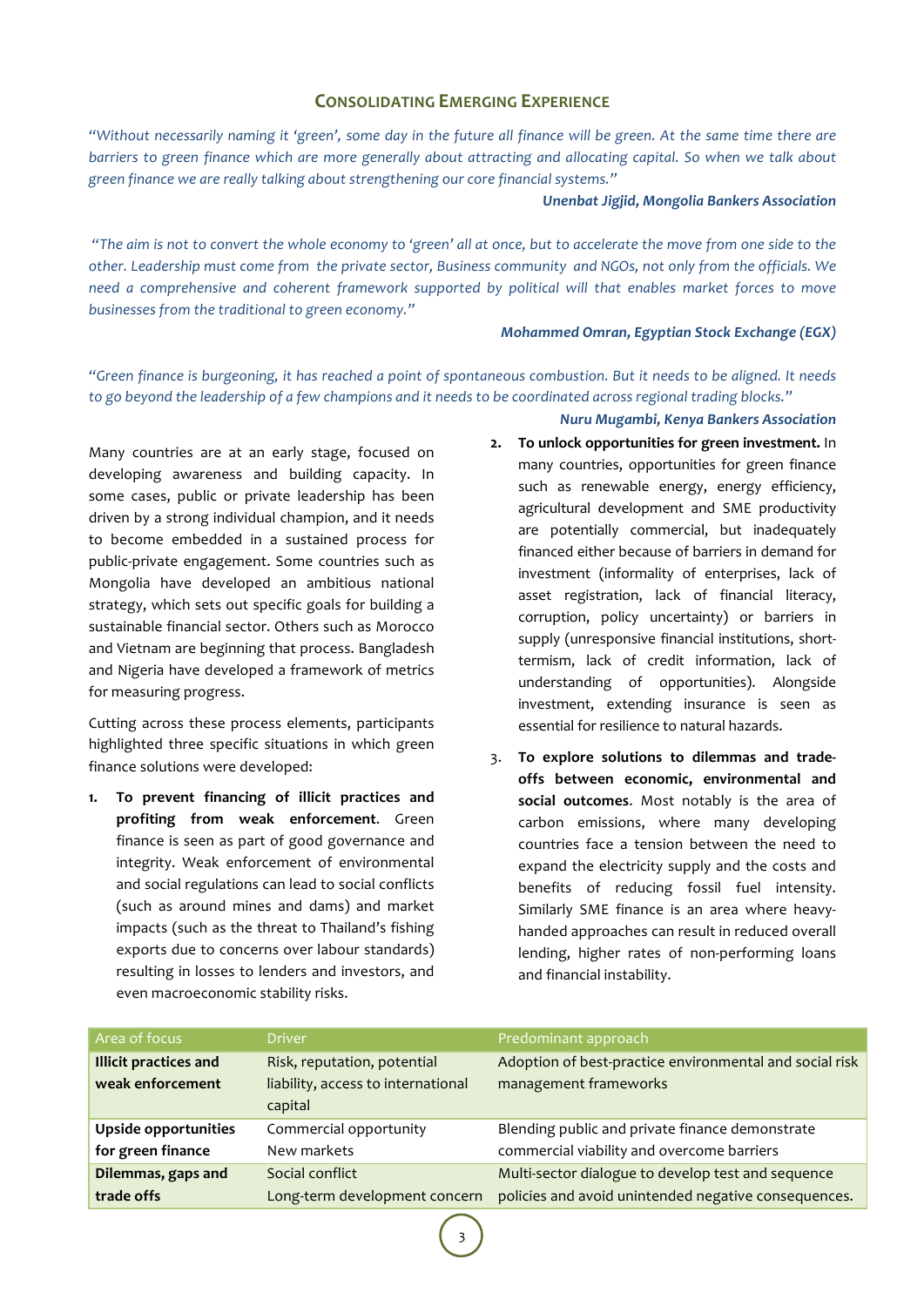## Consolidating Emerging Experience

*"Without necessarily naming it 'green', some day in the future all finance will be green. At the same time there are barriers to green finance which are more generally about attracting and allocating capital. So when we talk about green finance we are really talking about strengthening our core financial systems."*

***Unenbat Jigjid, Mongolia Bankers Association***

*"The aim is not to convert the whole economy to 'green' all at once, but to accelerate the move from one side to the other. Leadership must come from the private sector, Business community and NGOs, not only from the officials. We need a comprehensive and coherent framework supported by political will that enables market forces to move businesses from the traditional to green economy."*

***Mohammed Omran, Egyptian Stock Exchange (EGX)***

*"Green finance is burgeoning, it has reached a point of spontaneous combustion. But it needs to be aligned. It needs to go beyond the leadership of a few champions and it needs to be coordinated across regional trading blocks."*

***Nuru Mugambi, Kenya Bankers Association***

Many countries are at an early stage, focused on developing awareness and building capacity. In some cases, public or private leadership has been driven by a strong individual champion, and it needs to become embedded in a sustained process for public-private engagement. Some countries such as Mongolia have developed an ambitious national strategy, which sets out specific goals for building a sustainable financial sector. Others such as Morocco and Vietnam are beginning that process. Bangladesh and Nigeria have developed a framework of metrics for measuring progress.

Cutting across these process elements, participants highlighted three specific situations in which green finance solutions were developed:

1. **To prevent financing of illicit practices and profiting from weak enforcement**. Green finance is seen as part of good governance and integrity. Weak enforcement of environmental and social regulations can lead to social conflicts (such as around mines and dams) and market impacts (such as the threat to Thailand's fishing exports due to concerns over labour standards) resulting in losses to lenders and investors, and even macroeconomic stability risks.
2. **To unlock opportunities for green investment.** In many countries, opportunities for green finance such as renewable energy, energy efficiency, agricultural development and SME productivity are potentially commercial, but inadequately financed either because of barriers in demand for investment (informality of enterprises, lack of asset registration, lack of financial literacy, corruption, policy uncertainty) or barriers in supply (unresponsive financial institutions, short-termism, lack of credit information, lack of understanding of opportunities). Alongside investment, extending insurance is seen as essential for resilience to natural hazards.
3. **To explore solutions to dilemmas and trade-offs between economic, environmental and social outcomes**. Most notably is the area of carbon emissions, where many developing countries face a tension between the need to expand the electricity supply and the costs and benefits of reducing fossil fuel intensity. Similarly SME finance is an area where heavy-handed approaches can result in reduced overall lending, higher rates of non-performing loans and financial instability.

| Area of focus | Driver | Predominant approach |
|---|---|---|
| **Illicit practices and weak enforcement** | Risk, reputation, potential liability, access to international capital | Adoption of best-practice environmental and social risk management frameworks |
| **Upside opportunities for green finance** | Commercial opportunity<br>New markets | Blending public and private finance demonstrate commercial viability and overcome barriers |
| **Dilemmas, gaps and trade offs** | Social conflict<br>Long-term development concern | Multi-sector dialogue to develop test and sequence policies and avoid unintended negative consequences. |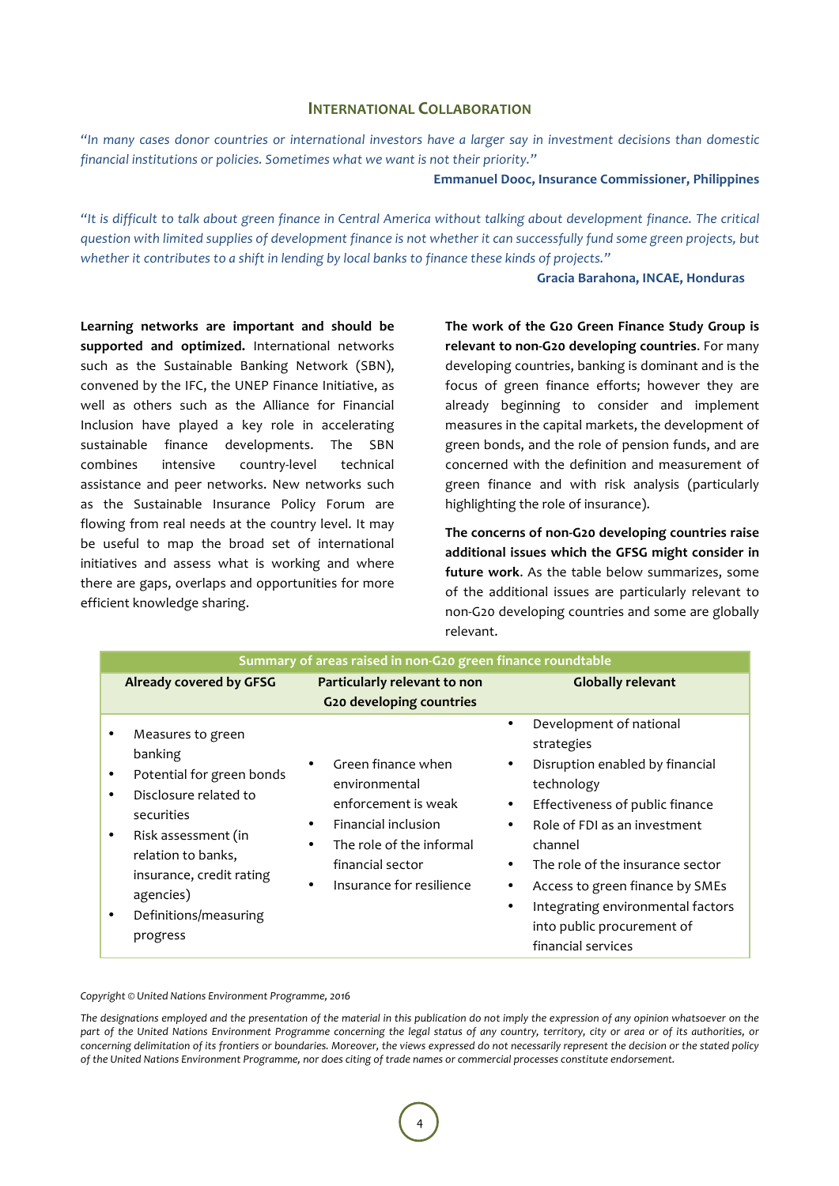## International Collaboration

*"In many cases donor countries or international investors have a larger say in investment decisions than domestic financial institutions or policies. Sometimes what we want is not their priority."*

**Emmanuel Dooc, Insurance Commissioner, Philippines**

*"It is difficult to talk about green finance in Central America without talking about development finance. The critical question with limited supplies of development finance is not whether it can successfully fund some green projects, but whether it contributes to a shift in lending by local banks to finance these kinds of projects."*

**Gracia Barahona, INCAE, Honduras**

**Learning networks are important and should be supported and optimized.** International networks such as the Sustainable Banking Network (SBN), convened by the IFC, the UNEP Finance Initiative, as well as others such as the Alliance for Financial Inclusion have played a key role in accelerating sustainable finance developments. The SBN combines intensive country-level technical assistance and peer networks. New networks such as the Sustainable Insurance Policy Forum are flowing from real needs at the country level. It may be useful to map the broad set of international initiatives and assess what is working and where there are gaps, overlaps and opportunities for more efficient knowledge sharing.

**The work of the G20 Green Finance Study Group is relevant to non-G20 developing countries**. For many developing countries, banking is dominant and is the focus of green finance efforts; however they are already beginning to consider and implement measures in the capital markets, the development of green bonds, and the role of pension funds, and are concerned with the definition and measurement of green finance and with risk analysis (particularly highlighting the role of insurance).

**The concerns of non-G20 developing countries raise additional issues which the GFSG might consider in future work**. As the table below summarizes, some of the additional issues are particularly relevant to non-G20 developing countries and some are globally relevant.

| Summary of areas raised in non-G20 green finance roundtable | | |
|---|---|---|
| **Already covered by GFSG** | **Particularly relevant to non G20 developing countries** | **Globally relevant** |
| • Measures to green banking<br>• Potential for green bonds<br>• Disclosure related to securities<br>• Risk assessment (in relation to banks, insurance, credit rating agencies)<br>• Definitions/measuring progress | • Green finance when environmental enforcement is weak<br>• Financial inclusion<br>• The role of the informal financial sector<br>• Insurance for resilience | • Development of national strategies<br>• Disruption enabled by financial technology<br>• Effectiveness of public finance<br>• Role of FDI as an investment channel<br>• The role of the insurance sector<br>• Access to green finance by SMEs<br>• Integrating environmental factors into public procurement of financial services |

*Copyright © United Nations Environment Programme, 2016*

*The designations employed and the presentation of the material in this publication do not imply the expression of any opinion whatsoever on the part of the United Nations Environment Programme concerning the legal status of any country, territory, city or area or of its authorities, or concerning delimitation of its frontiers or boundaries. Moreover, the views expressed do not necessarily represent the decision or the stated policy of the United Nations Environment Programme, nor does citing of trade names or commercial processes constitute endorsement.*